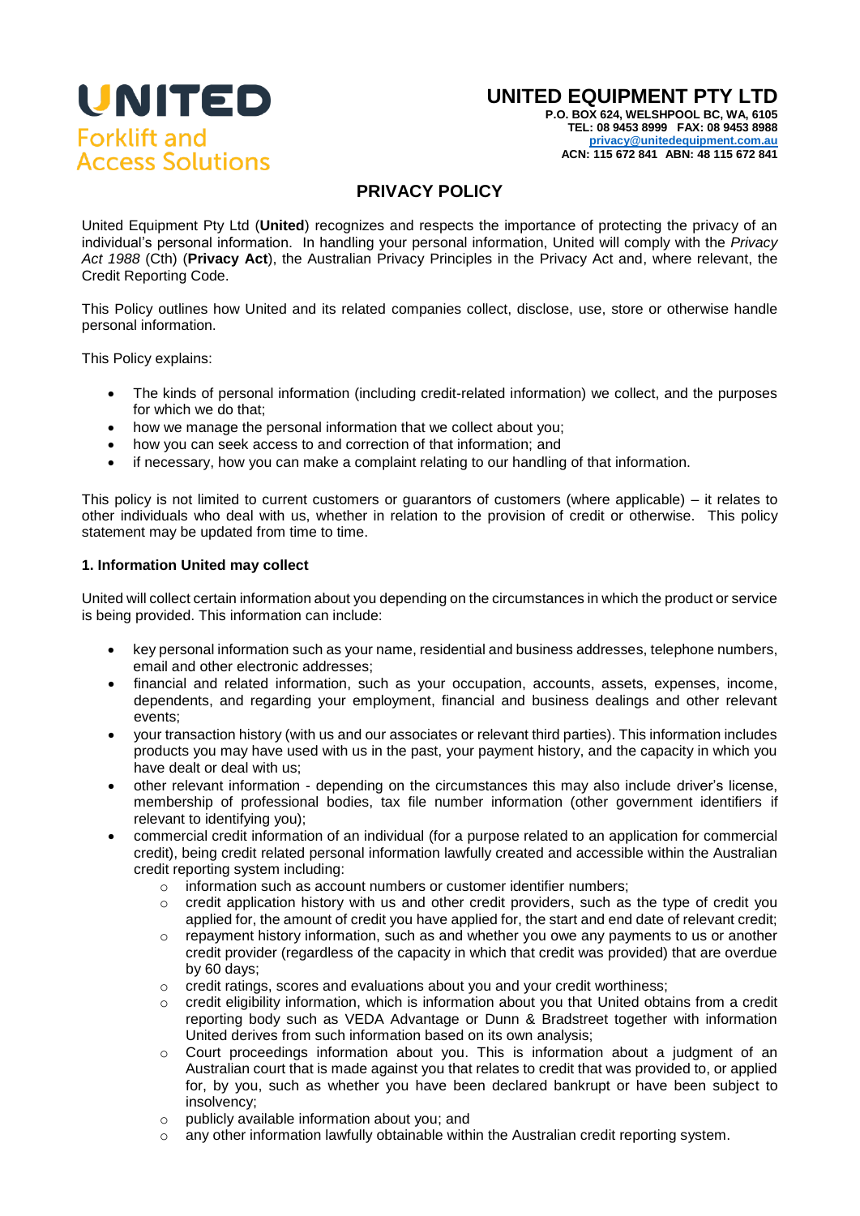**UNITED**
Forklift and
Access Solutions

**UNITED EQUIPMENT PTY LTD**
**P.O. BOX 624, WELSHPOOL BC, WA, 6105**
**TEL: 08 9453 8999 FAX: 08 9453 8988**
**privacy@unitedequipment.com.au**
**ACN: 115 672 841 ABN: 48 115 672 841**

# PRIVACY POLICY

United Equipment Pty Ltd (**United**) recognizes and respects the importance of protecting the privacy of an individual's personal information. In handling your personal information, United will comply with the *Privacy Act 1988* (Cth) (**Privacy Act**), the Australian Privacy Principles in the Privacy Act and, where relevant, the Credit Reporting Code.

This Policy outlines how United and its related companies collect, disclose, use, store or otherwise handle personal information.

This Policy explains:

- The kinds of personal information (including credit-related information) we collect, and the purposes for which we do that;
- how we manage the personal information that we collect about you;
- how you can seek access to and correction of that information; and
- if necessary, how you can make a complaint relating to our handling of that information.

This policy is not limited to current customers or guarantors of customers (where applicable) – it relates to other individuals who deal with us, whether in relation to the provision of credit or otherwise. This policy statement may be updated from time to time.

### 1. Information United may collect

United will collect certain information about you depending on the circumstances in which the product or service is being provided. This information can include:

- key personal information such as your name, residential and business addresses, telephone numbers, email and other electronic addresses;
- financial and related information, such as your occupation, accounts, assets, expenses, income, dependents, and regarding your employment, financial and business dealings and other relevant events;
- your transaction history (with us and our associates or relevant third parties). This information includes products you may have used with us in the past, your payment history, and the capacity in which you have dealt or deal with us;
- other relevant information - depending on the circumstances this may also include driver's license, membership of professional bodies, tax file number information (other government identifiers if relevant to identifying you);
- commercial credit information of an individual (for a purpose related to an application for commercial credit), being credit related personal information lawfully created and accessible within the Australian credit reporting system including:
  - information such as account numbers or customer identifier numbers;
  - credit application history with us and other credit providers, such as the type of credit you applied for, the amount of credit you have applied for, the start and end date of relevant credit;
  - repayment history information, such as and whether you owe any payments to us or another credit provider (regardless of the capacity in which that credit was provided) that are overdue by 60 days;
  - credit ratings, scores and evaluations about you and your credit worthiness;
  - credit eligibility information, which is information about you that United obtains from a credit reporting body such as VEDA Advantage or Dunn & Bradstreet together with information United derives from such information based on its own analysis;
  - Court proceedings information about you. This is information about a judgment of an Australian court that is made against you that relates to credit that was provided to, or applied for, by you, such as whether you have been declared bankrupt or have been subject to insolvency;
  - publicly available information about you; and
  - any other information lawfully obtainable within the Australian credit reporting system.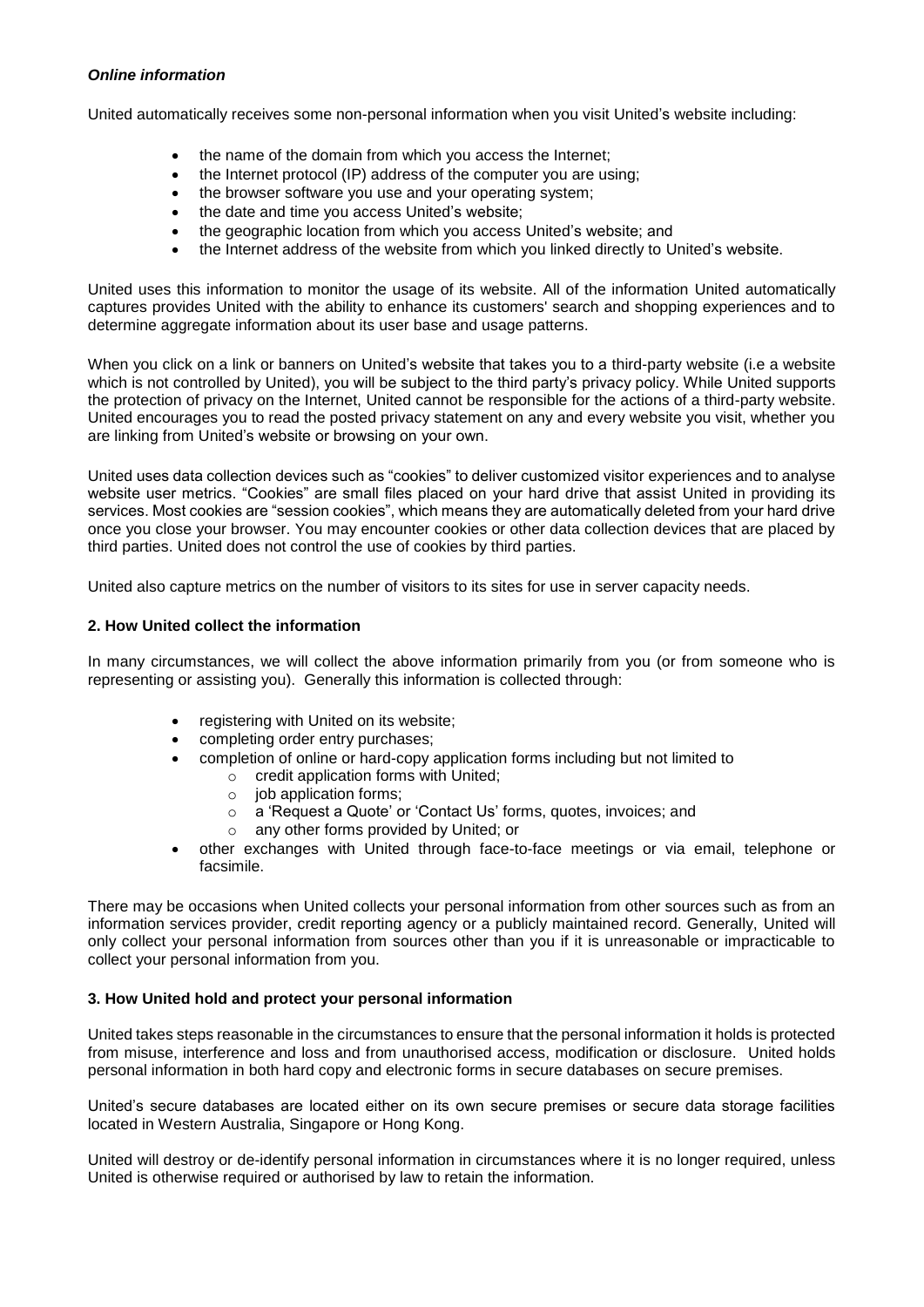***Online information***

United automatically receives some non-personal information when you visit United's website including:

- the name of the domain from which you access the Internet;
- the Internet protocol (IP) address of the computer you are using;
- the browser software you use and your operating system;
- the date and time you access United's website;
- the geographic location from which you access United's website; and
- the Internet address of the website from which you linked directly to United's website.

United uses this information to monitor the usage of its website. All of the information United automatically captures provides United with the ability to enhance its customers' search and shopping experiences and to determine aggregate information about its user base and usage patterns.

When you click on a link or banners on United's website that takes you to a third-party website (i.e a website which is not controlled by United), you will be subject to the third party's privacy policy. While United supports the protection of privacy on the Internet, United cannot be responsible for the actions of a third-party website. United encourages you to read the posted privacy statement on any and every website you visit, whether you are linking from United's website or browsing on your own.

United uses data collection devices such as "cookies" to deliver customized visitor experiences and to analyse website user metrics. "Cookies" are small files placed on your hard drive that assist United in providing its services. Most cookies are "session cookies", which means they are automatically deleted from your hard drive once you close your browser. You may encounter cookies or other data collection devices that are placed by third parties. United does not control the use of cookies by third parties.

United also capture metrics on the number of visitors to its sites for use in server capacity needs.

**2. How United collect the information**

In many circumstances, we will collect the above information primarily from you (or from someone who is representing or assisting you). Generally this information is collected through:

- registering with United on its website;
- completing order entry purchases;
- completion of online or hard-copy application forms including but not limited to
  - credit application forms with United;
  - job application forms;
  - a 'Request a Quote' or 'Contact Us' forms, quotes, invoices; and
  - any other forms provided by United; or
- other exchanges with United through face-to-face meetings or via email, telephone or facsimile.

There may be occasions when United collects your personal information from other sources such as from an information services provider, credit reporting agency or a publicly maintained record. Generally, United will only collect your personal information from sources other than you if it is unreasonable or impracticable to collect your personal information from you.

**3. How United hold and protect your personal information**

United takes steps reasonable in the circumstances to ensure that the personal information it holds is protected from misuse, interference and loss and from unauthorised access, modification or disclosure. United holds personal information in both hard copy and electronic forms in secure databases on secure premises.

United's secure databases are located either on its own secure premises or secure data storage facilities located in Western Australia, Singapore or Hong Kong.

United will destroy or de-identify personal information in circumstances where it is no longer required, unless United is otherwise required or authorised by law to retain the information.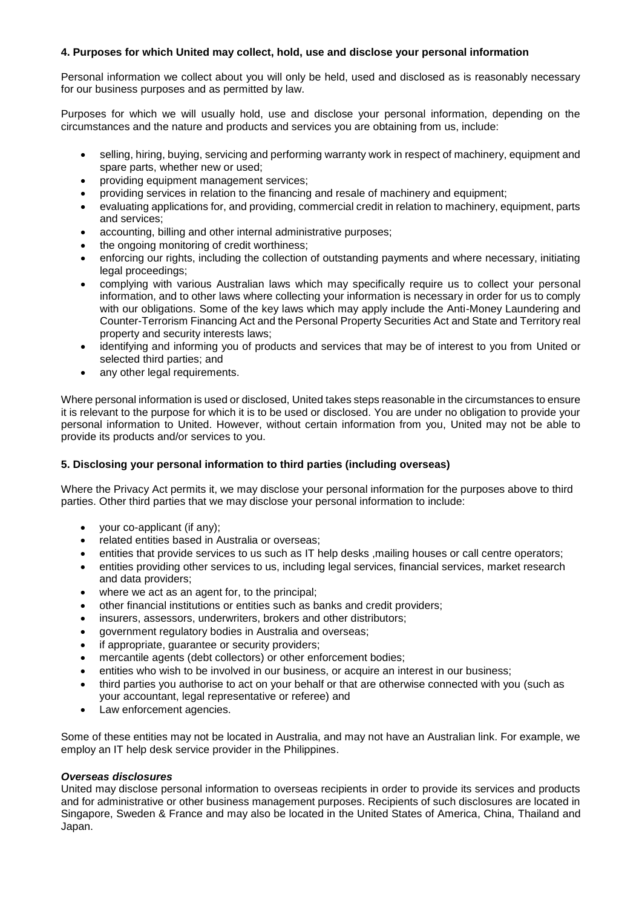**4. Purposes for which United may collect, hold, use and disclose your personal information**

Personal information we collect about you will only be held, used and disclosed as is reasonably necessary for our business purposes and as permitted by law.

Purposes for which we will usually hold, use and disclose your personal information, depending on the circumstances and the nature and products and services you are obtaining from us, include:

- selling, hiring, buying, servicing and performing warranty work in respect of machinery, equipment and spare parts, whether new or used;
- providing equipment management services;
- providing services in relation to the financing and resale of machinery and equipment;
- evaluating applications for, and providing, commercial credit in relation to machinery, equipment, parts and services;
- accounting, billing and other internal administrative purposes;
- the ongoing monitoring of credit worthiness;
- enforcing our rights, including the collection of outstanding payments and where necessary, initiating legal proceedings;
- complying with various Australian laws which may specifically require us to collect your personal information, and to other laws where collecting your information is necessary in order for us to comply with our obligations. Some of the key laws which may apply include the Anti-Money Laundering and Counter-Terrorism Financing Act and the Personal Property Securities Act and State and Territory real property and security interests laws;
- identifying and informing you of products and services that may be of interest to you from United or selected third parties; and
- any other legal requirements.

Where personal information is used or disclosed, United takes steps reasonable in the circumstances to ensure it is relevant to the purpose for which it is to be used or disclosed. You are under no obligation to provide your personal information to United. However, without certain information from you, United may not be able to provide its products and/or services to you.

**5. Disclosing your personal information to third parties (including overseas)**

Where the Privacy Act permits it, we may disclose your personal information for the purposes above to third parties. Other third parties that we may disclose your personal information to include:

- your co-applicant (if any);
- related entities based in Australia or overseas;
- entities that provide services to us such as IT help desks ,mailing houses or call centre operators;
- entities providing other services to us, including legal services, financial services, market research and data providers;
- where we act as an agent for, to the principal;
- other financial institutions or entities such as banks and credit providers;
- insurers, assessors, underwriters, brokers and other distributors;
- government regulatory bodies in Australia and overseas;
- if appropriate, guarantee or security providers;
- mercantile agents (debt collectors) or other enforcement bodies;
- entities who wish to be involved in our business, or acquire an interest in our business;
- third parties you authorise to act on your behalf or that are otherwise connected with you (such as your accountant, legal representative or referee) and
- Law enforcement agencies.

Some of these entities may not be located in Australia, and may not have an Australian link. For example, we employ an IT help desk service provider in the Philippines.

***Overseas disclosures***

United may disclose personal information to overseas recipients in order to provide its services and products and for administrative or other business management purposes. Recipients of such disclosures are located in Singapore, Sweden & France and may also be located in the United States of America, China, Thailand and Japan.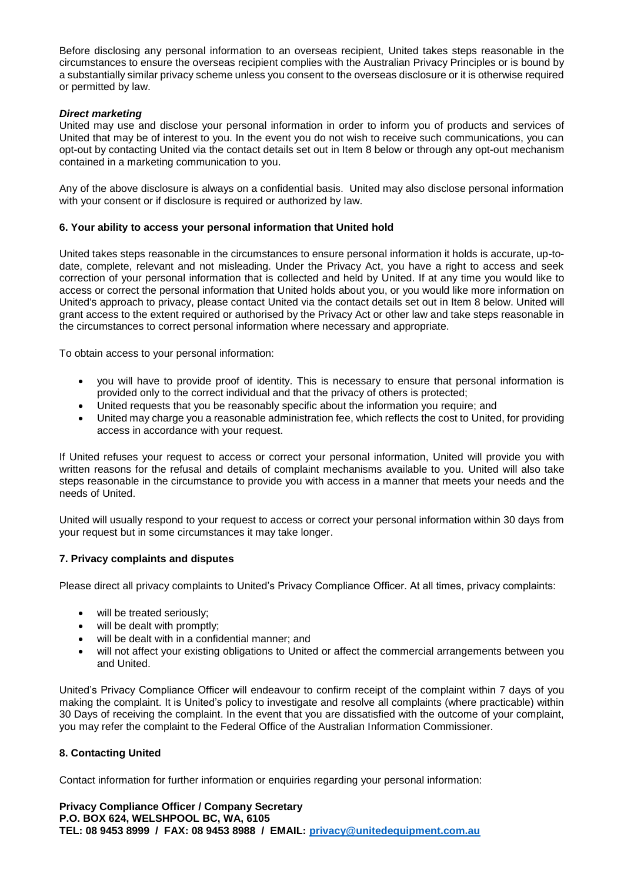Before disclosing any personal information to an overseas recipient, United takes steps reasonable in the circumstances to ensure the overseas recipient complies with the Australian Privacy Principles or is bound by a substantially similar privacy scheme unless you consent to the overseas disclosure or it is otherwise required or permitted by law.

***Direct marketing***

United may use and disclose your personal information in order to inform you of products and services of United that may be of interest to you. In the event you do not wish to receive such communications, you can opt-out by contacting United via the contact details set out in Item 8 below or through any opt-out mechanism contained in a marketing communication to you.

Any of the above disclosure is always on a confidential basis. United may also disclose personal information with your consent or if disclosure is required or authorized by law.

### 6. Your ability to access your personal information that United hold

United takes steps reasonable in the circumstances to ensure personal information it holds is accurate, up-to-date, complete, relevant and not misleading. Under the Privacy Act, you have a right to access and seek correction of your personal information that is collected and held by United. If at any time you would like to access or correct the personal information that United holds about you, or you would like more information on United's approach to privacy, please contact United via the contact details set out in Item 8 below. United will grant access to the extent required or authorised by the Privacy Act or other law and take steps reasonable in the circumstances to correct personal information where necessary and appropriate.

To obtain access to your personal information:

- you will have to provide proof of identity. This is necessary to ensure that personal information is provided only to the correct individual and that the privacy of others is protected;
- United requests that you be reasonably specific about the information you require; and
- United may charge you a reasonable administration fee, which reflects the cost to United, for providing access in accordance with your request.

If United refuses your request to access or correct your personal information, United will provide you with written reasons for the refusal and details of complaint mechanisms available to you. United will also take steps reasonable in the circumstance to provide you with access in a manner that meets your needs and the needs of United.

United will usually respond to your request to access or correct your personal information within 30 days from your request but in some circumstances it may take longer.

### 7. Privacy complaints and disputes

Please direct all privacy complaints to United's Privacy Compliance Officer. At all times, privacy complaints:

- will be treated seriously;
- will be dealt with promptly;
- will be dealt with in a confidential manner; and
- will not affect your existing obligations to United or affect the commercial arrangements between you and United.

United's Privacy Compliance Officer will endeavour to confirm receipt of the complaint within 7 days of you making the complaint. It is United's policy to investigate and resolve all complaints (where practicable) within 30 Days of receiving the complaint. In the event that you are dissatisfied with the outcome of your complaint, you may refer the complaint to the Federal Office of the Australian Information Commissioner.

### 8. Contacting United

Contact information for further information or enquiries regarding your personal information:

**Privacy Compliance Officer / Company Secretary**
**P.O. BOX 624, WELSHPOOL BC, WA, 6105**
**TEL: 08 9453 8999 / FAX: 08 9453 8988 / EMAIL: privacy@unitedequipment.com.au**